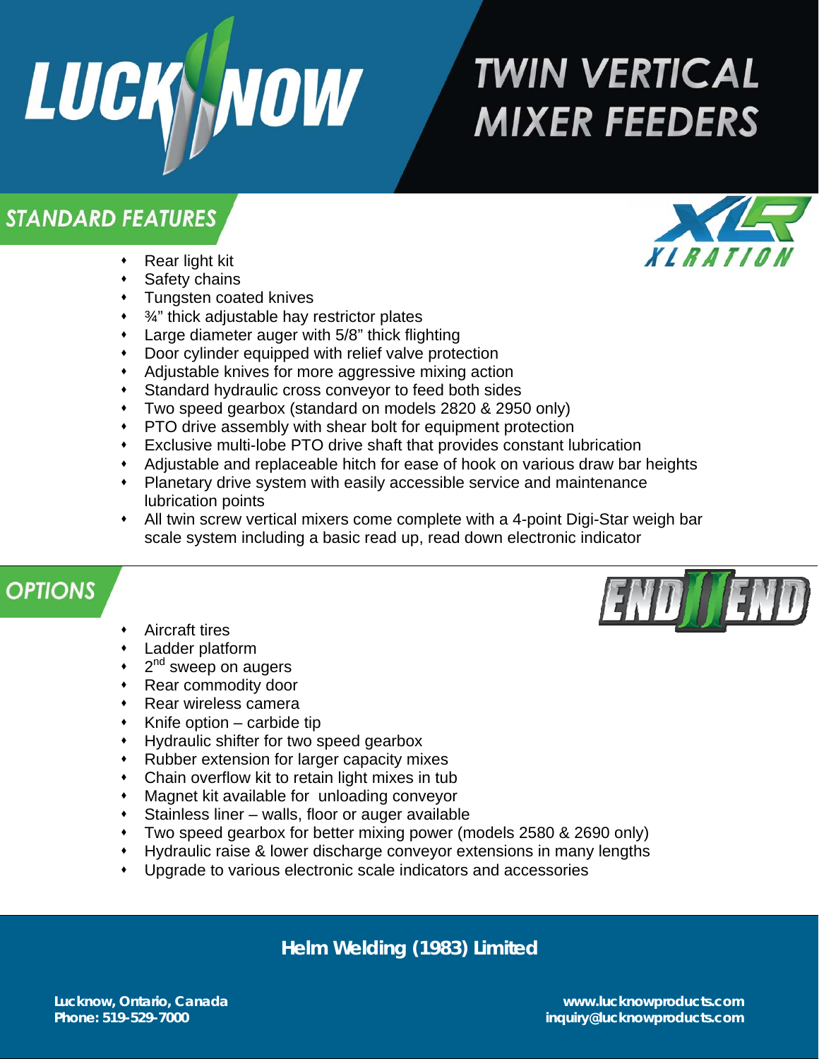# LUCKNOW

# TWIN VERTICAL MIXER FEEDERS

## STANDARD FEATURES

XLRATION

- Rear light kit
- Safety chains
- Tungsten coated knives
- ¾" thick adjustable hay restrictor plates
- Large diameter auger with 5/8" thick flighting
- Door cylinder equipped with relief valve protection
- Adjustable knives for more aggressive mixing action
- Standard hydraulic cross conveyor to feed both sides
- Two speed gearbox (standard on models 2820 & 2950 only)
- PTO drive assembly with shear bolt for equipment protection
- Exclusive multi-lobe PTO drive shaft that provides constant lubrication
- Adjustable and replaceable hitch for ease of hook on various draw bar heights
- Planetary drive system with easily accessible service and maintenance lubrication points
- All twin screw vertical mixers come complete with a 4-point Digi-Star weigh bar scale system including a basic read up, read down electronic indicator

## OPTIONS

END II END

- Aircraft tires
- Ladder platform
- 2nd sweep on augers
- Rear commodity door
- Rear wireless camera
- Knife option – carbide tip
- Hydraulic shifter for two speed gearbox
- Rubber extension for larger capacity mixes
- Chain overflow kit to retain light mixes in tub
- Magnet kit available for unloading conveyor
- Stainless liner – walls, floor or auger available
- Two speed gearbox for better mixing power (models 2580 & 2690 only)
- Hydraulic raise & lower discharge conveyor extensions in many lengths
- Upgrade to various electronic scale indicators and accessories

**Helm Welding (1983) Limited**

**Lucknow, Ontario, Canada**
**Phone: 519-529-7000**

**www.lucknowproducts.com**
**inquiry@lucknowproducts.com**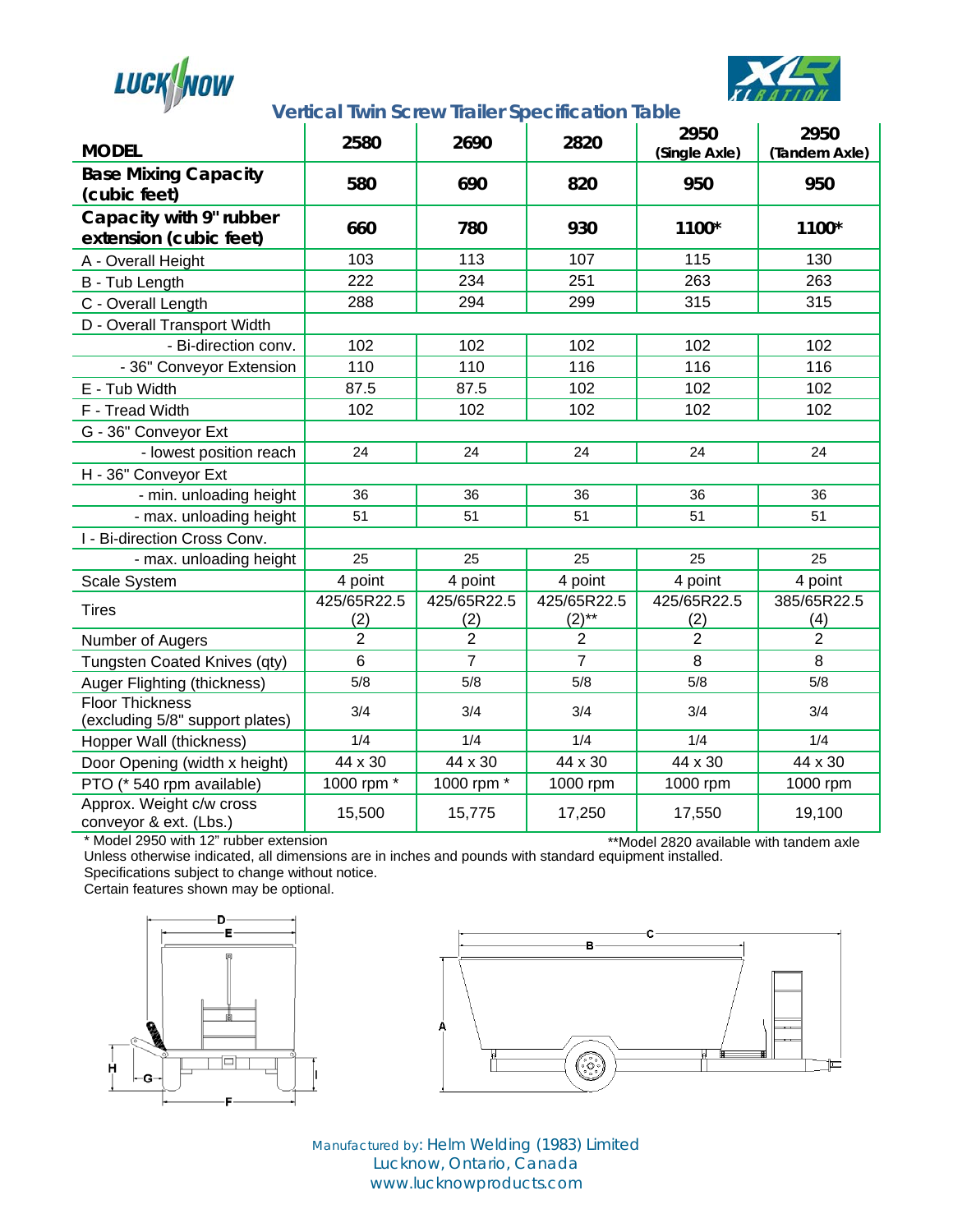## Vertical Twin Screw Trailer Specification Table

| MODEL | 2580 | 2690 | 2820 | 2950 (Single Axle) | 2950 (Tandem Axle) |
|---|---|---|---|---|---|
| **Base Mixing Capacity (cubic feet)** | **580** | **690** | **820** | **950** | **950** |
| **Capacity with 9" rubber extension (cubic feet)** | **660** | **780** | **930** | **1100*** | **1100*** |
| A - Overall Height | 103 | 113 | 107 | 115 | 130 |
| B - Tub Length | 222 | 234 | 251 | 263 | 263 |
| C - Overall Length | 288 | 294 | 299 | 315 | 315 |
| D - Overall Transport Width | | | | | |
| - Bi-direction conv. | 102 | 102 | 102 | 102 | 102 |
| - 36" Conveyor Extension | 110 | 110 | 116 | 116 | 116 |
| E - Tub Width | 87.5 | 87.5 | 102 | 102 | 102 |
| F - Tread Width | 102 | 102 | 102 | 102 | 102 |
| G - 36" Conveyor Ext | | | | | |
| - lowest position reach | 24 | 24 | 24 | 24 | 24 |
| H - 36" Conveyor Ext | | | | | |
| - min. unloading height | 36 | 36 | 36 | 36 | 36 |
| - max. unloading height | 51 | 51 | 51 | 51 | 51 |
| I - Bi-direction Cross Conv. | | | | | |
| - max. unloading height | 25 | 25 | 25 | 25 | 25 |
| Scale System | 4 point | 4 point | 4 point | 4 point | 4 point |
| Tires | 425/65R22.5 (2) | 425/65R22.5 (2) | 425/65R22.5 (2)** | 425/65R22.5 (2) | 385/65R22.5 (4) |
| Number of Augers | 2 | 2 | 2 | 2 | 2 |
| Tungsten Coated Knives (qty) | 6 | 7 | 7 | 8 | 8 |
| Auger Flighting (thickness) | 5/8 | 5/8 | 5/8 | 5/8 | 5/8 |
| Floor Thickness (excluding 5/8" support plates) | 3/4 | 3/4 | 3/4 | 3/4 | 3/4 |
| Hopper Wall (thickness) | 1/4 | 1/4 | 1/4 | 1/4 | 1/4 |
| Door Opening (width x height) | 44 x 30 | 44 x 30 | 44 x 30 | 44 x 30 | 44 x 30 |
| PTO (* 540 rpm available) | 1000 rpm * | 1000 rpm * | 1000 rpm | 1000 rpm | 1000 rpm |
| Approx. Weight c/w cross conveyor & ext. (Lbs.) | 15,500 | 15,775 | 17,250 | 17,550 | 19,100 |

\* Model 2950 with 12" rubber extension

**Model 2820 available with tandem axle

Unless otherwise indicated, all dimensions are in inches and pounds with standard equipment installed.
Specifications subject to change without notice.
Certain features shown may be optional.

Manufactured by: Helm Welding (1983) Limited
Lucknow, Ontario, Canada
www.lucknowproducts.com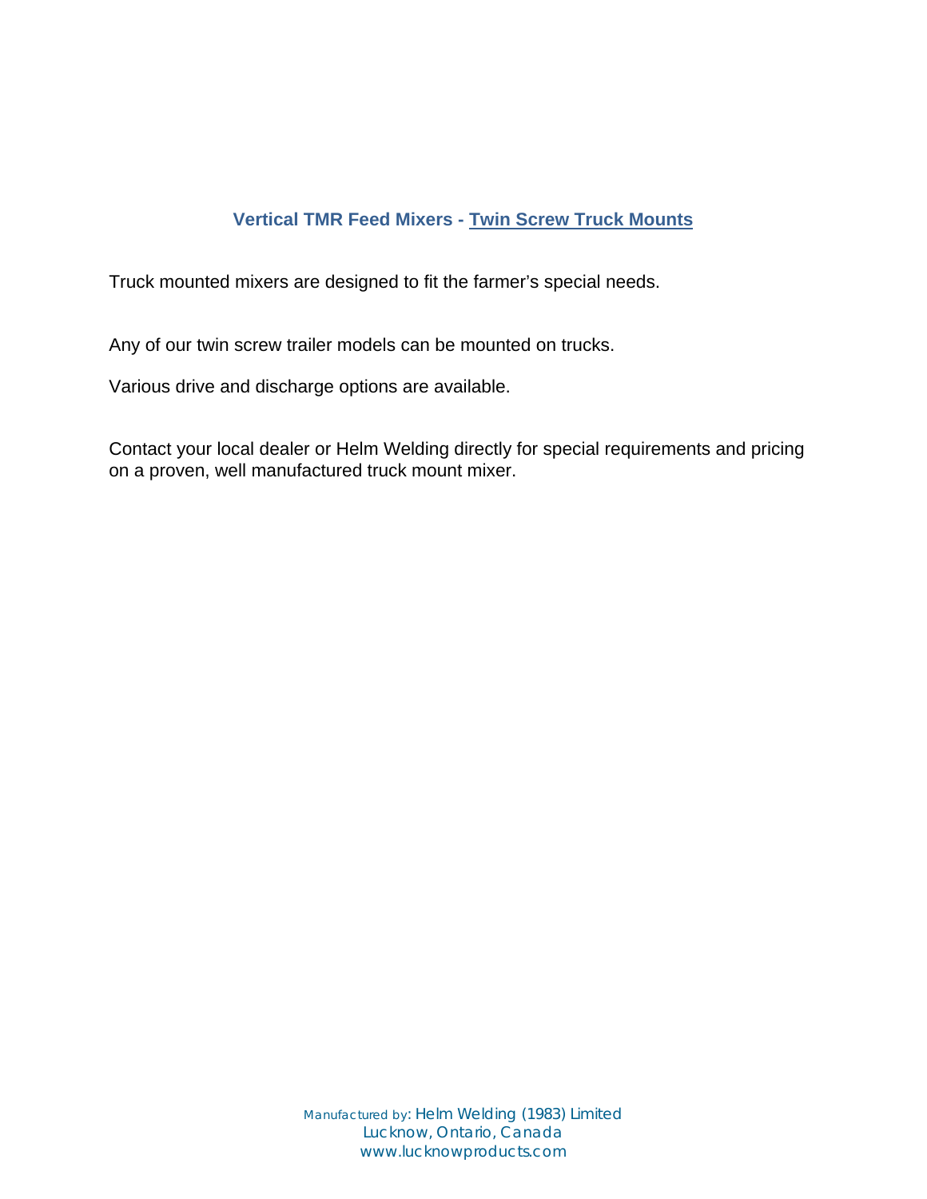## Vertical TMR Feed Mixers - Twin Screw Truck Mounts

Truck mounted mixers are designed to fit the farmer's special needs.

Any of our twin screw trailer models can be mounted on trucks.

Various drive and discharge options are available.

Contact your local dealer or Helm Welding directly for special requirements and pricing on a proven, well manufactured truck mount mixer.

Manufactured by: Helm Welding (1983) Limited
Lucknow, Ontario, Canada
www.lucknowproducts.com